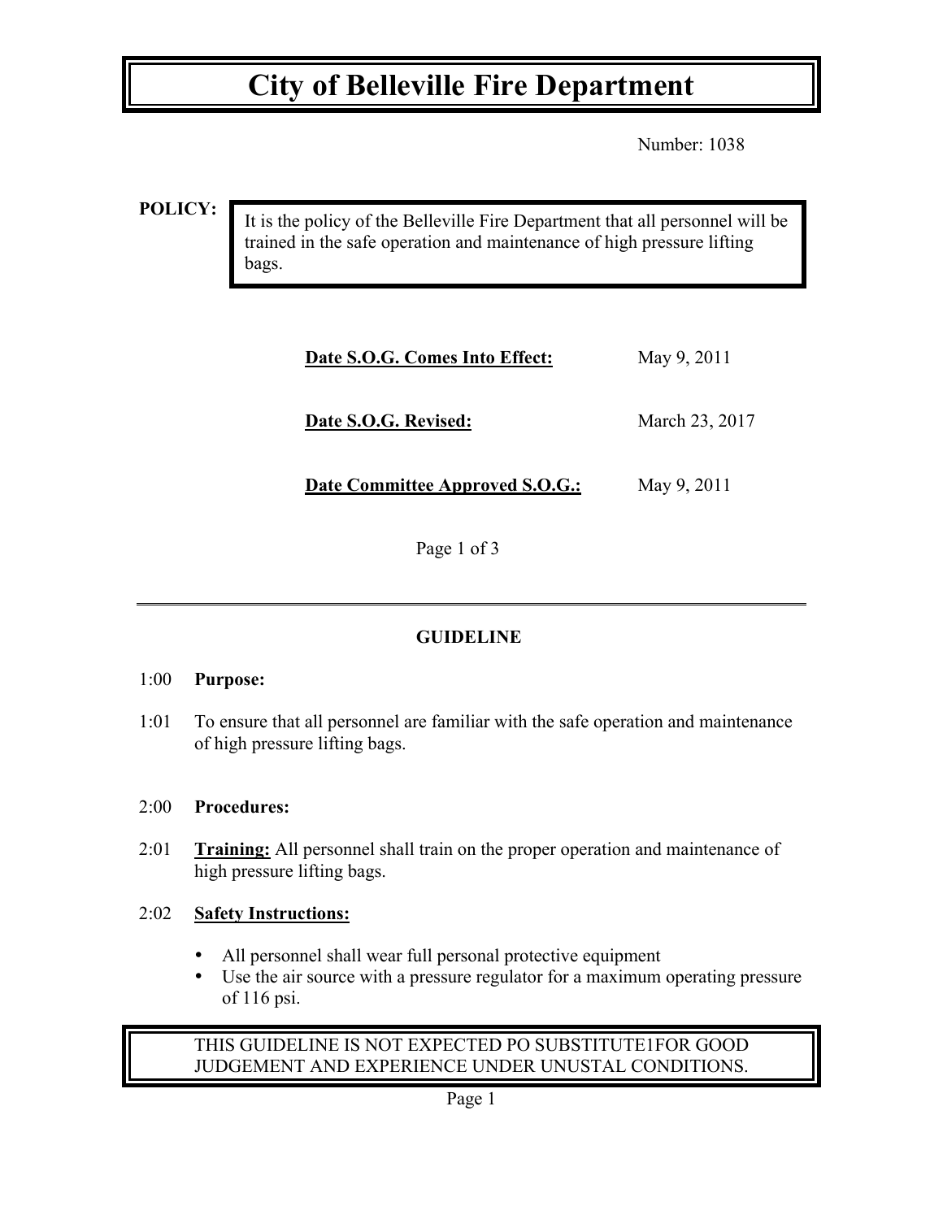# City of Belleville Fire Department

Number: 1038

**POLICY:**

It is the policy of the Belleville Fire Department that all personnel will be trained in the safe operation and maintenance of high pressure lifting bags.

**Date S.O.G. Comes Into Effect:** May 9, 2011

**Date S.O.G. Revised:** March 23, 2017

**Date Committee Approved S.O.G.:** May 9, 2011

---

## GUIDELINE

1:00 **Purpose:**

1:01 To ensure that all personnel are familiar with the safe operation and maintenance of high pressure lifting bags.

2:00 **Procedures:**

2:01 **Training:** All personnel shall train on the proper operation and maintenance of high pressure lifting bags.

2:02 **Safety Instructions:**

- All personnel shall wear full personal protective equipment
- Use the air source with a pressure regulator for a maximum operating pressure of 116 psi.

THIS GUIDELINE IS NOT EXPECTED PO SUBSTITUTE1FOR GOOD JUDGEMENT AND EXPERIENCE UNDER UNUSTAL CONDITIONS.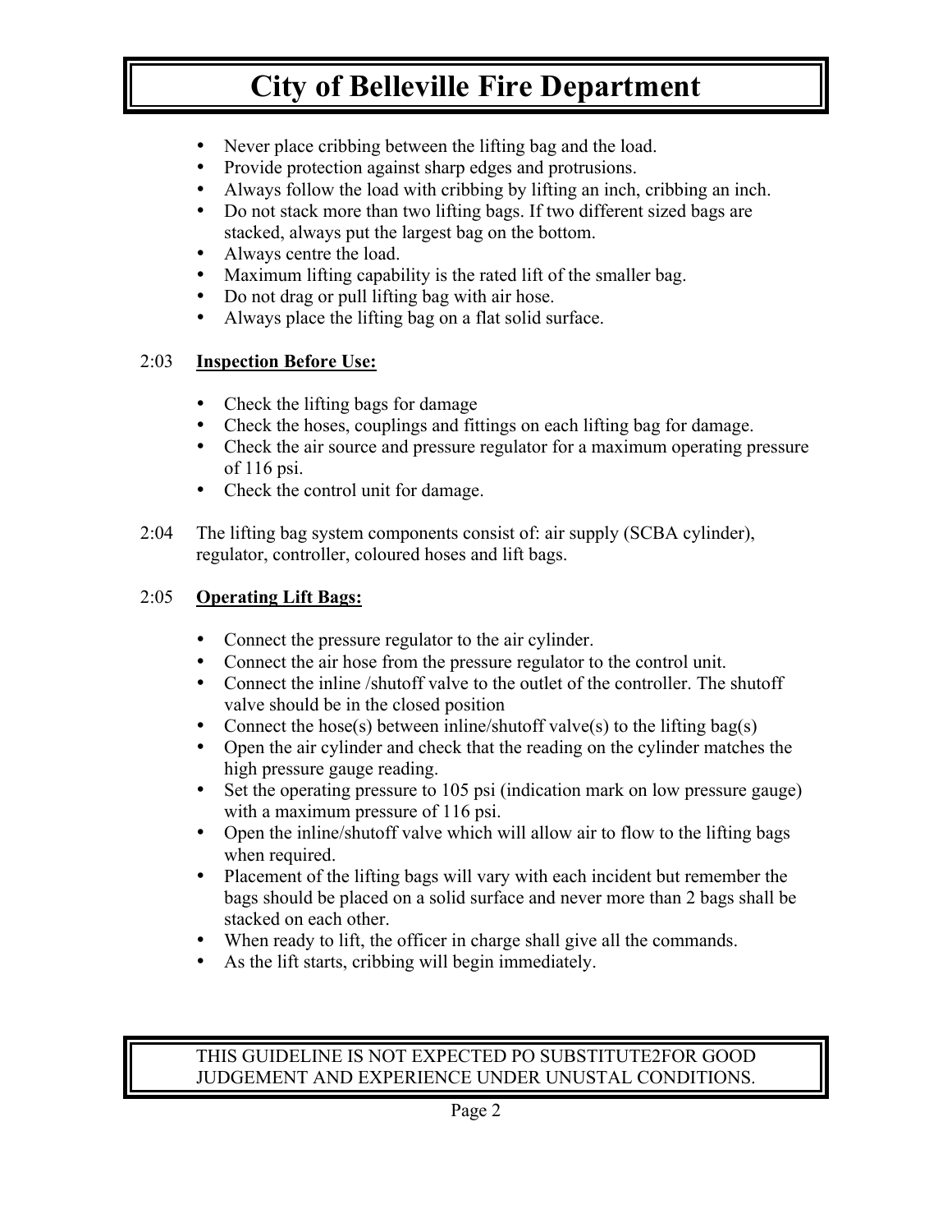- Never place cribbing between the lifting bag and the load.
- Provide protection against sharp edges and protrusions.
- Always follow the load with cribbing by lifting an inch, cribbing an inch.
- Do not stack more than two lifting bags. If two different sized bags are stacked, always put the largest bag on the bottom.
- Always centre the load.
- Maximum lifting capability is the rated lift of the smaller bag.
- Do not drag or pull lifting bag with air hose.
- Always place the lifting bag on a flat solid surface.

2:03 **Inspection Before Use:**

- Check the lifting bags for damage
- Check the hoses, couplings and fittings on each lifting bag for damage.
- Check the air source and pressure regulator for a maximum operating pressure of 116 psi.
- Check the control unit for damage.

2:04 The lifting bag system components consist of: air supply (SCBA cylinder), regulator, controller, coloured hoses and lift bags.

2:05 **Operating Lift Bags:**

- Connect the pressure regulator to the air cylinder.
- Connect the air hose from the pressure regulator to the control unit.
- Connect the inline /shutoff valve to the outlet of the controller. The shutoff valve should be in the closed position
- Connect the hose(s) between inline/shutoff valve(s) to the lifting bag(s)
- Open the air cylinder and check that the reading on the cylinder matches the high pressure gauge reading.
- Set the operating pressure to 105 psi (indication mark on low pressure gauge) with a maximum pressure of 116 psi.
- Open the inline/shutoff valve which will allow air to flow to the lifting bags when required.
- Placement of the lifting bags will vary with each incident but remember the bags should be placed on a solid surface and never more than 2 bags shall be stacked on each other.
- When ready to lift, the officer in charge shall give all the commands.
- As the lift starts, cribbing will begin immediately.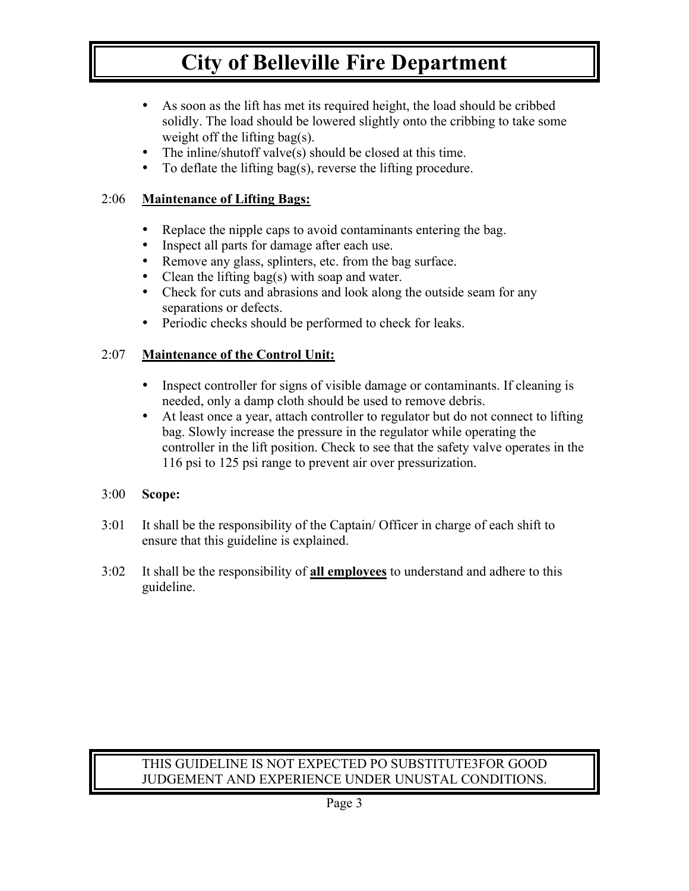- As soon as the lift has met its required height, the load should be cribbed solidly. The load should be lowered slightly onto the cribbing to take some weight off the lifting bag(s).
- The inline/shutoff valve(s) should be closed at this time.
- To deflate the lifting bag(s), reverse the lifting procedure.

2:06 **Maintenance of Lifting Bags:**

- Replace the nipple caps to avoid contaminants entering the bag.
- Inspect all parts for damage after each use.
- Remove any glass, splinters, etc. from the bag surface.
- Clean the lifting bag(s) with soap and water.
- Check for cuts and abrasions and look along the outside seam for any separations or defects.
- Periodic checks should be performed to check for leaks.

2:07 **Maintenance of the Control Unit:**

- Inspect controller for signs of visible damage or contaminants. If cleaning is needed, only a damp cloth should be used to remove debris.
- At least once a year, attach controller to regulator but do not connect to lifting bag. Slowly increase the pressure in the regulator while operating the controller in the lift position. Check to see that the safety valve operates in the 116 psi to 125 psi range to prevent air over pressurization.

3:00 **Scope:**

3:01 It shall be the responsibility of the Captain/ Officer in charge of each shift to ensure that this guideline is explained.

3:02 It shall be the responsibility of **all employees** to understand and adhere to this guideline.